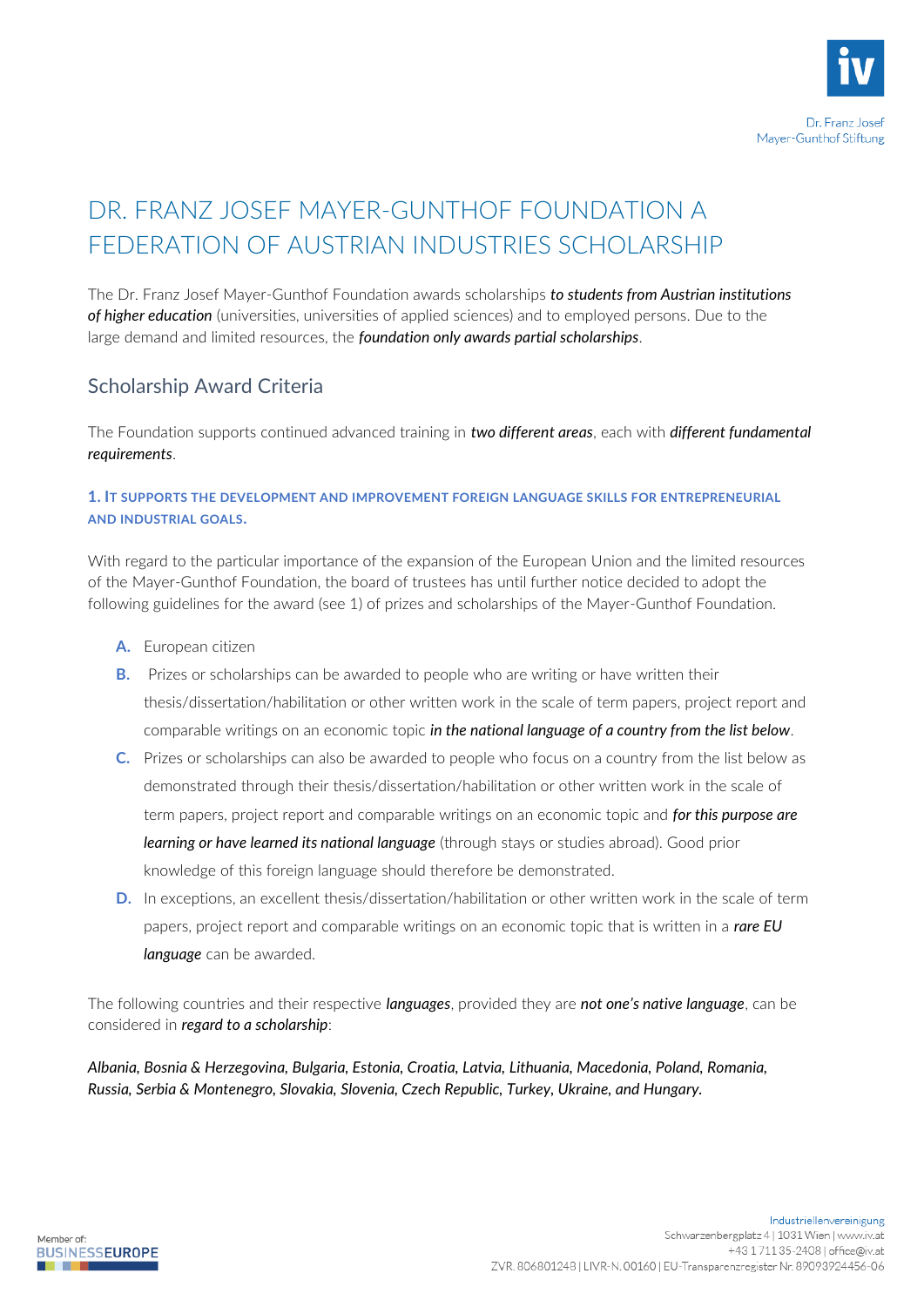# DR. FRANZ JOSEF MAYER-GUNTHOF FOUNDATION A FEDERATION OF AUSTRIAN INDUSTRIES SCHOLARSHIP

The Dr. Franz Josef Mayer-Gunthof Foundation awards scholarships ***to students from Austrian institutions of higher education*** (universities, universities of applied sciences) and to employed persons. Due to the large demand and limited resources, the ***foundation only awards partial scholarships***.

## Scholarship Award Criteria

The Foundation supports continued advanced training in ***two different areas***, each with ***different fundamental requirements***.

### 1. IT SUPPORTS THE DEVELOPMENT AND IMPROVEMENT FOREIGN LANGUAGE SKILLS FOR ENTREPRENEURIAL AND INDUSTRIAL GOALS.

With regard to the particular importance of the expansion of the European Union and the limited resources of the Mayer-Gunthof Foundation, the board of trustees has until further notice decided to adopt the following guidelines for the award (see 1) of prizes and scholarships of the Mayer-Gunthof Foundation.

- **A.** European citizen
- **B.** Prizes or scholarships can be awarded to people who are writing or have written their thesis/dissertation/habilitation or other written work in the scale of term papers, project report and comparable writings on an economic topic ***in the national language of a country from the list below***.
- **C.** Prizes or scholarships can also be awarded to people who focus on a country from the list below as demonstrated through their thesis/dissertation/habilitation or other written work in the scale of term papers, project report and comparable writings on an economic topic and ***for this purpose are learning or have learned its national language*** (through stays or studies abroad). Good prior knowledge of this foreign language should therefore be demonstrated.
- **D.** In exceptions, an excellent thesis/dissertation/habilitation or other written work in the scale of term papers, project report and comparable writings on an economic topic that is written in a ***rare EU language*** can be awarded.

The following countries and their respective ***languages***, provided they are ***not one's native language***, can be considered in ***regard to a scholarship***:

***Albania, Bosnia & Herzegovina, Bulgaria, Estonia, Croatia, Latvia, Lithuania, Macedonia, Poland, Romania, Russia, Serbia & Montenegro, Slovakia, Slovenia, Czech Republic, Turkey, Ukraine, and Hungary.***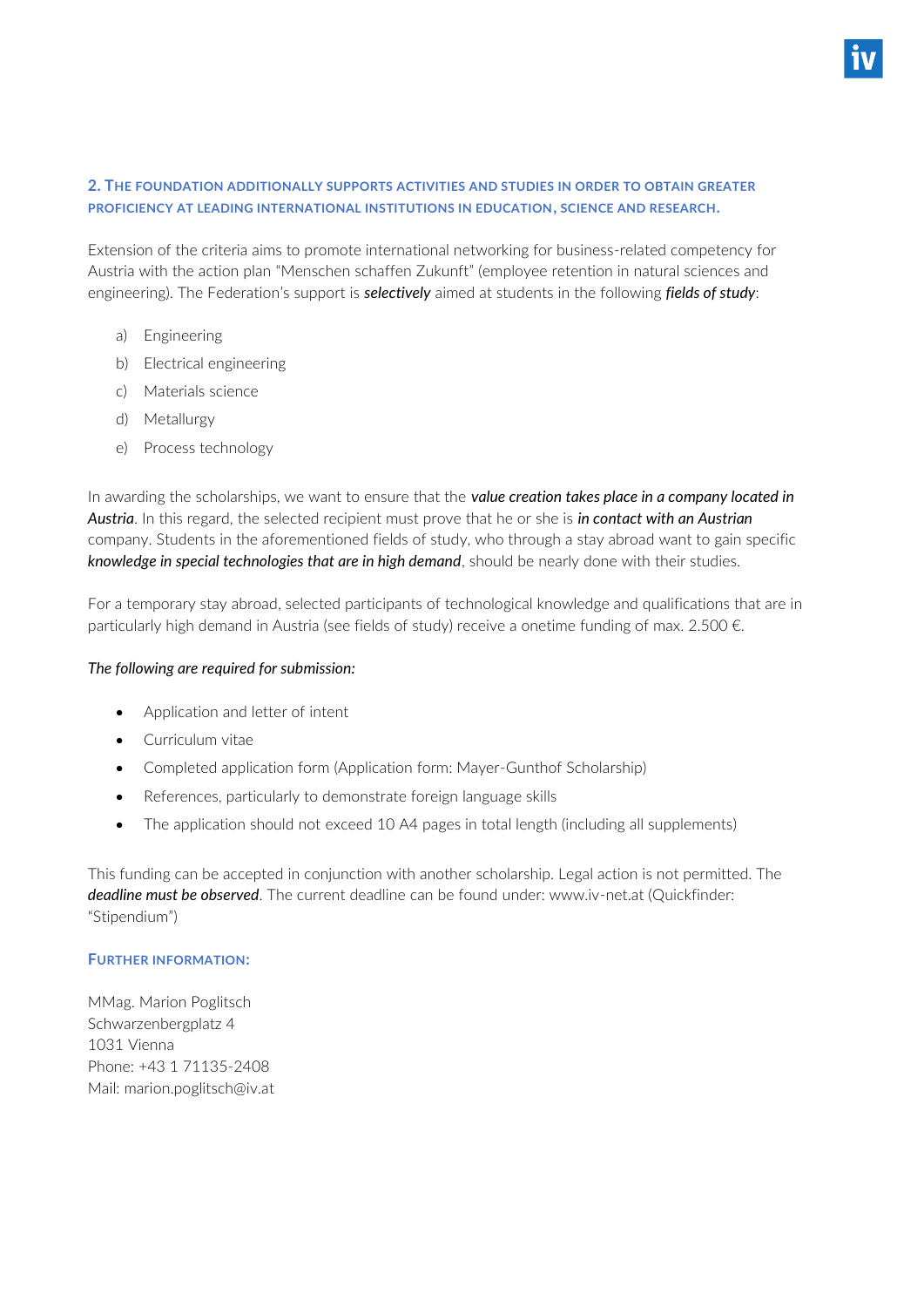## 2. The foundation additionally supports activities and studies in order to obtain greater proficiency at leading international institutions in education, science and research.

Extension of the criteria aims to promote international networking for business-related competency for Austria with the action plan "Menschen schaffen Zukunft" (employee retention in natural sciences and engineering). The Federation's support is ***selectively*** aimed at students in the following ***fields of study***:

a) Engineering
b) Electrical engineering
c) Materials science
d) Metallurgy
e) Process technology

In awarding the scholarships, we want to ensure that the ***value creation takes place in a company located in Austria***. In this regard, the selected recipient must prove that he or she is ***in contact with an Austrian*** company. Students in the aforementioned fields of study, who through a stay abroad want to gain specific ***knowledge in special technologies that are in high demand***, should be nearly done with their studies.

For a temporary stay abroad, selected participants of technological knowledge and qualifications that are in particularly high demand in Austria (see fields of study) receive a onetime funding of max. 2.500 €.

*The following are required for submission:*

- Application and letter of intent
- Curriculum vitae
- Completed application form (Application form: Mayer-Gunthof Scholarship)
- References, particularly to demonstrate foreign language skills
- The application should not exceed 10 A4 pages in total length (including all supplements)

This funding can be accepted in conjunction with another scholarship. Legal action is not permitted. The ***deadline must be observed***. The current deadline can be found under: www.iv-net.at (Quickfinder: "Stipendium")

### Further information:

MMag. Marion Poglitsch
Schwarzenbergplatz 4
1031 Vienna
Phone: +43 1 71135-2408
Mail: marion.poglitsch@iv.at